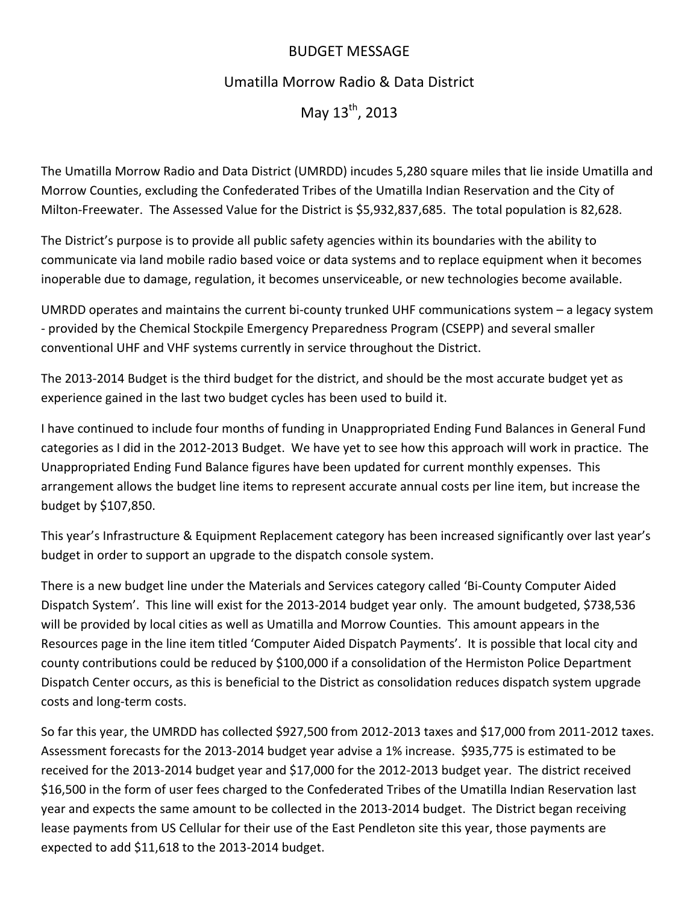# BUDGET MESSAGE

## Umatilla Morrow Radio & Data District

## May 13th, 2013

The Umatilla Morrow Radio and Data District (UMRDD) incudes 5,280 square miles that lie inside Umatilla and Morrow Counties, excluding the Confederated Tribes of the Umatilla Indian Reservation and the City of Milton-Freewater. The Assessed Value for the District is $5,932,837,685. The total population is 82,628.

The District's purpose is to provide all public safety agencies within its boundaries with the ability to communicate via land mobile radio based voice or data systems and to replace equipment when it becomes inoperable due to damage, regulation, it becomes unserviceable, or new technologies become available.

UMRDD operates and maintains the current bi-county trunked UHF communications system – a legacy system - provided by the Chemical Stockpile Emergency Preparedness Program (CSEPP) and several smaller conventional UHF and VHF systems currently in service throughout the District.

The 2013-2014 Budget is the third budget for the district, and should be the most accurate budget yet as experience gained in the last two budget cycles has been used to build it.

I have continued to include four months of funding in Unappropriated Ending Fund Balances in General Fund categories as I did in the 2012-2013 Budget. We have yet to see how this approach will work in practice. The Unappropriated Ending Fund Balance figures have been updated for current monthly expenses. This arrangement allows the budget line items to represent accurate annual costs per line item, but increase the budget by $107,850.

This year's Infrastructure & Equipment Replacement category has been increased significantly over last year's budget in order to support an upgrade to the dispatch console system.

There is a new budget line under the Materials and Services category called 'Bi-County Computer Aided Dispatch System'. This line will exist for the 2013-2014 budget year only. The amount budgeted, $738,536 will be provided by local cities as well as Umatilla and Morrow Counties. This amount appears in the Resources page in the line item titled 'Computer Aided Dispatch Payments'. It is possible that local city and county contributions could be reduced by $100,000 if a consolidation of the Hermiston Police Department Dispatch Center occurs, as this is beneficial to the District as consolidation reduces dispatch system upgrade costs and long-term costs.

So far this year, the UMRDD has collected $927,500 from 2012-2013 taxes and $17,000 from 2011-2012 taxes. Assessment forecasts for the 2013-2014 budget year advise a 1% increase. $935,775 is estimated to be received for the 2013-2014 budget year and $17,000 for the 2012-2013 budget year. The district received $16,500 in the form of user fees charged to the Confederated Tribes of the Umatilla Indian Reservation last year and expects the same amount to be collected in the 2013-2014 budget. The District began receiving lease payments from US Cellular for their use of the East Pendleton site this year, those payments are expected to add $11,618 to the 2013-2014 budget.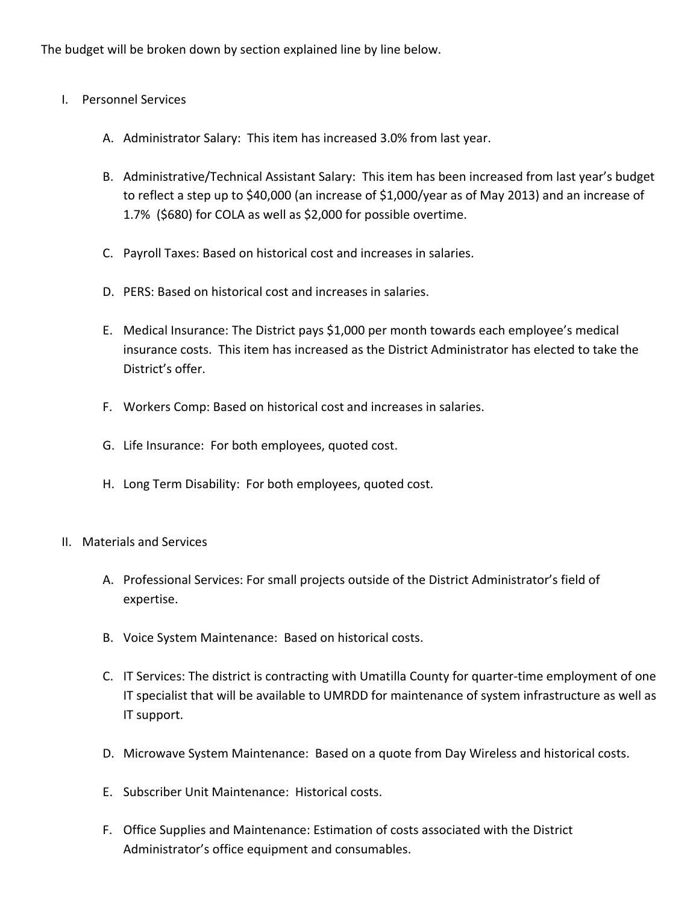The budget will be broken down by section explained line by line below.

I. Personnel Services

   A. Administrator Salary: This item has increased 3.0% from last year.

   B. Administrative/Technical Assistant Salary: This item has been increased from last year's budget to reflect a step up to $40,000 (an increase of $1,000/year as of May 2013) and an increase of 1.7% ($680) for COLA as well as $2,000 for possible overtime.

   C. Payroll Taxes: Based on historical cost and increases in salaries.

   D. PERS: Based on historical cost and increases in salaries.

   E. Medical Insurance: The District pays $1,000 per month towards each employee's medical insurance costs. This item has increased as the District Administrator has elected to take the District's offer.

   F. Workers Comp: Based on historical cost and increases in salaries.

   G. Life Insurance: For both employees, quoted cost.

   H. Long Term Disability: For both employees, quoted cost.

II. Materials and Services

   A. Professional Services: For small projects outside of the District Administrator's field of expertise.

   B. Voice System Maintenance: Based on historical costs.

   C. IT Services: The district is contracting with Umatilla County for quarter-time employment of one IT specialist that will be available to UMRDD for maintenance of system infrastructure as well as IT support.

   D. Microwave System Maintenance: Based on a quote from Day Wireless and historical costs.

   E. Subscriber Unit Maintenance: Historical costs.

   F. Office Supplies and Maintenance: Estimation of costs associated with the District Administrator's office equipment and consumables.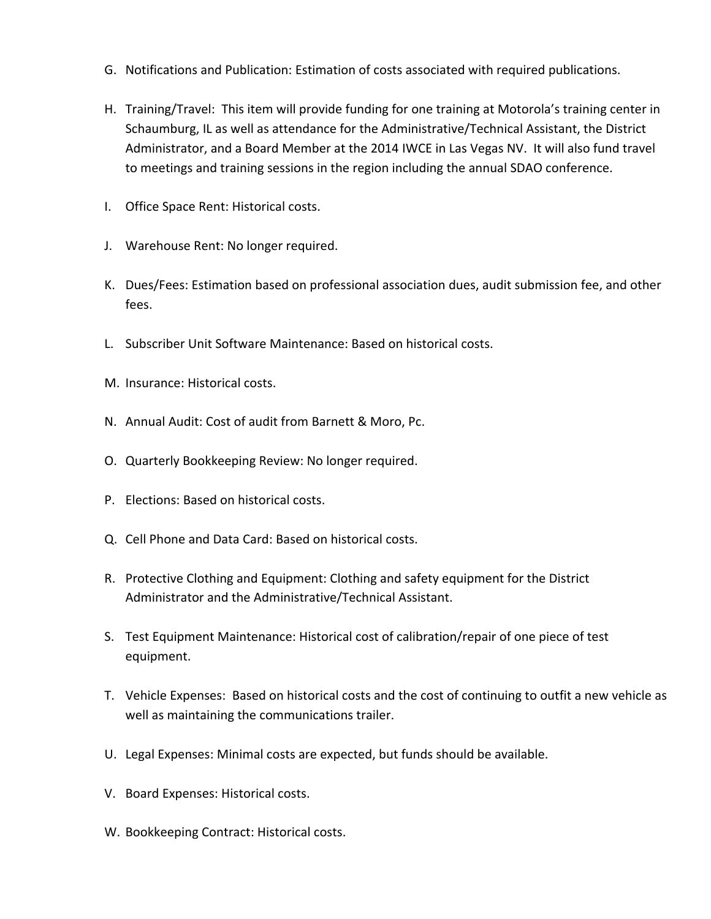G. Notifications and Publication: Estimation of costs associated with required publications.

H. Training/Travel: This item will provide funding for one training at Motorola's training center in Schaumburg, IL as well as attendance for the Administrative/Technical Assistant, the District Administrator, and a Board Member at the 2014 IWCE in Las Vegas NV. It will also fund travel to meetings and training sessions in the region including the annual SDAO conference.

I. Office Space Rent: Historical costs.

J. Warehouse Rent: No longer required.

K. Dues/Fees: Estimation based on professional association dues, audit submission fee, and other fees.

L. Subscriber Unit Software Maintenance: Based on historical costs.

M. Insurance: Historical costs.

N. Annual Audit: Cost of audit from Barnett & Moro, Pc.

O. Quarterly Bookkeeping Review: No longer required.

P. Elections: Based on historical costs.

Q. Cell Phone and Data Card: Based on historical costs.

R. Protective Clothing and Equipment: Clothing and safety equipment for the District Administrator and the Administrative/Technical Assistant.

S. Test Equipment Maintenance: Historical cost of calibration/repair of one piece of test equipment.

T. Vehicle Expenses: Based on historical costs and the cost of continuing to outfit a new vehicle as well as maintaining the communications trailer.

U. Legal Expenses: Minimal costs are expected, but funds should be available.

V. Board Expenses: Historical costs.

W. Bookkeeping Contract: Historical costs.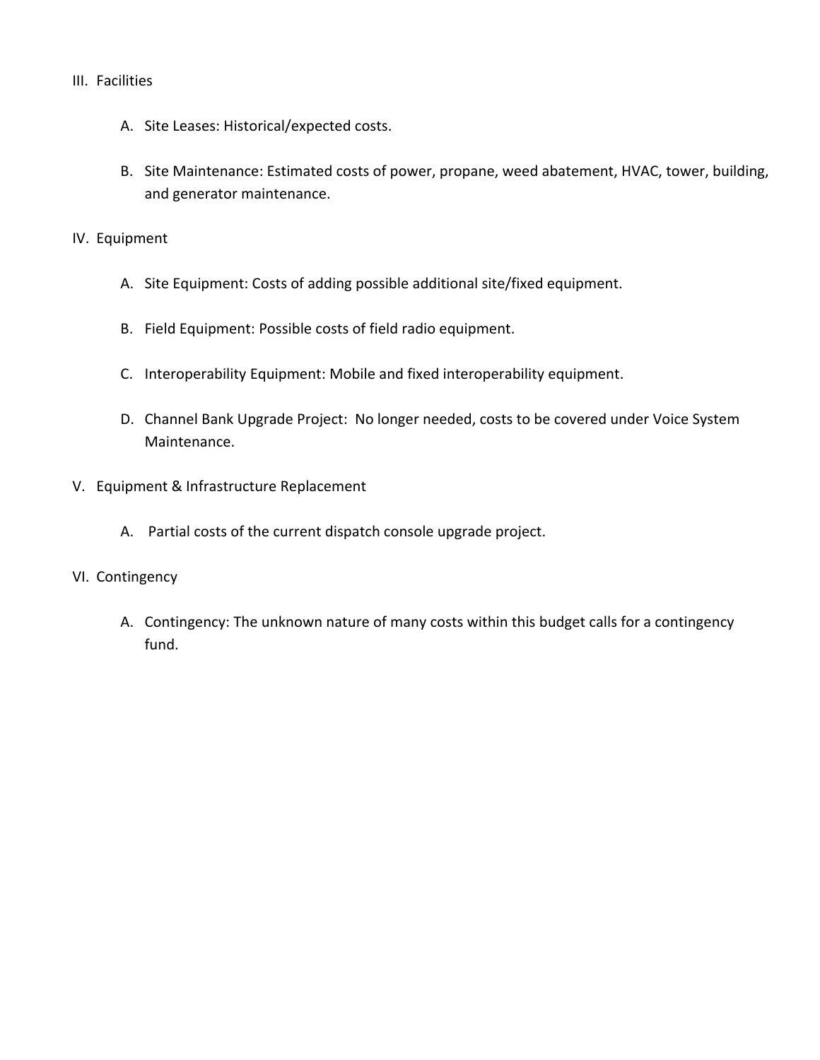III. Facilities

   A. Site Leases: Historical/expected costs.

   B. Site Maintenance: Estimated costs of power, propane, weed abatement, HVAC, tower, building, and generator maintenance.

IV. Equipment

   A. Site Equipment: Costs of adding possible additional site/fixed equipment.

   B. Field Equipment: Possible costs of field radio equipment.

   C. Interoperability Equipment: Mobile and fixed interoperability equipment.

   D. Channel Bank Upgrade Project: No longer needed, costs to be covered under Voice System Maintenance.

V. Equipment & Infrastructure Replacement

   A. Partial costs of the current dispatch console upgrade project.

VI. Contingency

   A. Contingency: The unknown nature of many costs within this budget calls for a contingency fund.